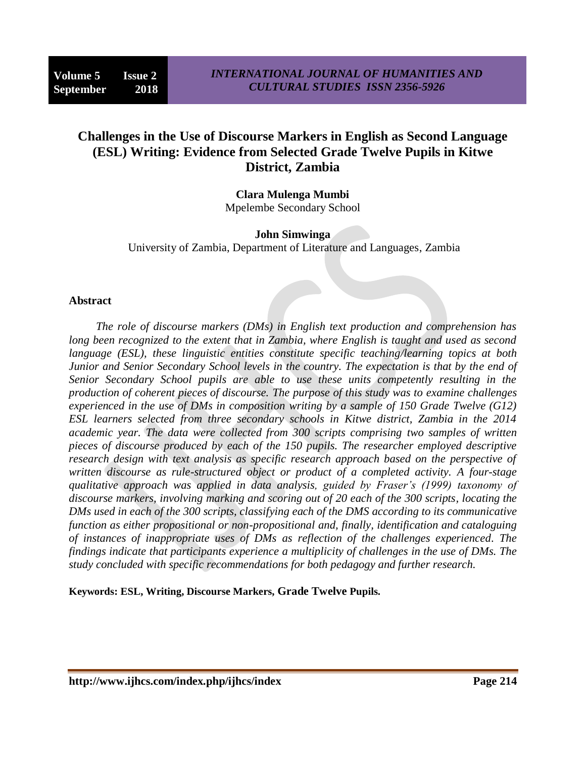# Challenges in the Use of Discourse Markers in English as Second Language (ESL) Writing: Evidence from Selected Grade Twelve Pupils in Kitwe District, Zambia

**Clara Mulenga Mumbi**
Mpelembe Secondary School

**John Simwinga**
University of Zambia, Department of Literature and Languages, Zambia

## Abstract

*The role of discourse markers (DMs) in English text production and comprehension has long been recognized to the extent that in Zambia, where English is taught and used as second language (ESL), these linguistic entities constitute specific teaching/learning topics at both Junior and Senior Secondary School levels in the country. The expectation is that by the end of Senior Secondary School pupils are able to use these units competently resulting in the production of coherent pieces of discourse. The purpose of this study was to examine challenges experienced in the use of DMs in composition writing by a sample of 150 Grade Twelve (G12) ESL learners selected from three secondary schools in Kitwe district, Zambia in the 2014 academic year. The data were collected from 300 scripts comprising two samples of written pieces of discourse produced by each of the 150 pupils. The researcher employed descriptive research design with text analysis as specific research approach based on the perspective of written discourse as rule-structured object or product of a completed activity. A four-stage qualitative approach was applied in data analysis, guided by Fraser's (1999) taxonomy of discourse markers, involving marking and scoring out of 20 each of the 300 scripts, locating the DMs used in each of the 300 scripts, classifying each of the DMS according to its communicative function as either propositional or non-propositional and, finally, identification and cataloguing of instances of inappropriate uses of DMs as reflection of the challenges experienced. The findings indicate that participants experience a multiplicity of challenges in the use of DMs. The study concluded with specific recommendations for both pedagogy and further research.*

**Keywords: ESL, Writing, Discourse Markers, Grade Twelve Pupils.**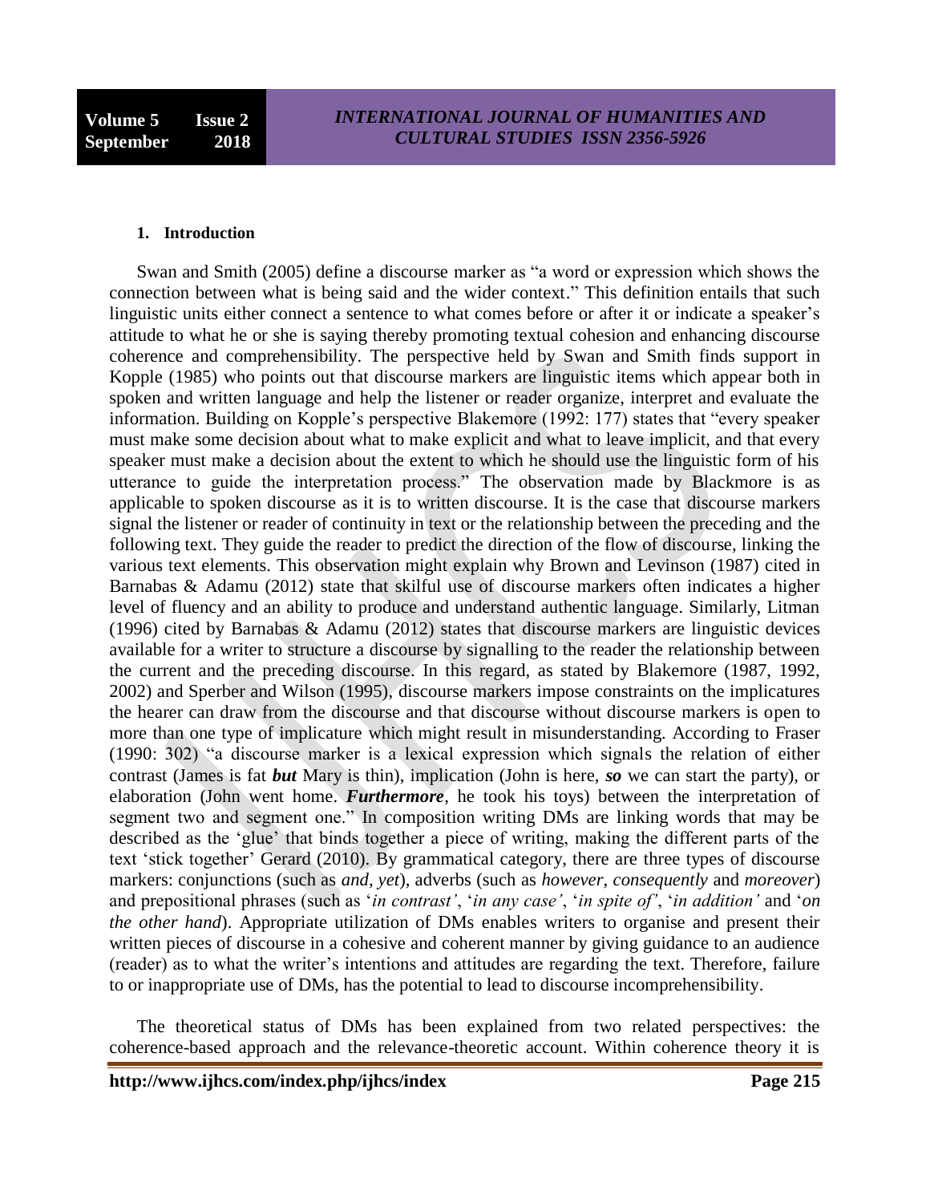### 1. Introduction

Swan and Smith (2005) define a discourse marker as "a word or expression which shows the connection between what is being said and the wider context." This definition entails that such linguistic units either connect a sentence to what comes before or after it or indicate a speaker's attitude to what he or she is saying thereby promoting textual cohesion and enhancing discourse coherence and comprehensibility. The perspective held by Swan and Smith finds support in Kopple (1985) who points out that discourse markers are linguistic items which appear both in spoken and written language and help the listener or reader organize, interpret and evaluate the information. Building on Kopple's perspective Blakemore (1992: 177) states that "every speaker must make some decision about what to make explicit and what to leave implicit, and that every speaker must make a decision about the extent to which he should use the linguistic form of his utterance to guide the interpretation process." The observation made by Blackmore is as applicable to spoken discourse as it is to written discourse. It is the case that discourse markers signal the listener or reader of continuity in text or the relationship between the preceding and the following text. They guide the reader to predict the direction of the flow of discourse, linking the various text elements. This observation might explain why Brown and Levinson (1987) cited in Barnabas & Adamu (2012) state that skilful use of discourse markers often indicates a higher level of fluency and an ability to produce and understand authentic language. Similarly, Litman (1996) cited by Barnabas & Adamu (2012) states that discourse markers are linguistic devices available for a writer to structure a discourse by signalling to the reader the relationship between the current and the preceding discourse. In this regard, as stated by Blakemore (1987, 1992, 2002) and Sperber and Wilson (1995), discourse markers impose constraints on the implicatures the hearer can draw from the discourse and that discourse without discourse markers is open to more than one type of implicature which might result in misunderstanding. According to Fraser (1990: 302) "a discourse marker is a lexical expression which signals the relation of either contrast (James is fat ***but*** Mary is thin), implication (John is here, ***so*** we can start the party), or elaboration (John went home. ***Furthermore***, he took his toys) between the interpretation of segment two and segment one." In composition writing DMs are linking words that may be described as the 'glue' that binds together a piece of writing, making the different parts of the text 'stick together' Gerard (2010). By grammatical category, there are three types of discourse markers: conjunctions (such as *and, yet*), adverbs (such as *however, consequently* and *moreover*) and prepositional phrases (such as '*in contrast'*, '*in any case'*, '*in spite of'*, '*in addition'* and '*on the other hand*'). Appropriate utilization of DMs enables writers to organise and present their written pieces of discourse in a cohesive and coherent manner by giving guidance to an audience (reader) as to what the writer's intentions and attitudes are regarding the text. Therefore, failure to or inappropriate use of DMs, has the potential to lead to discourse incomprehensibility.

The theoretical status of DMs has been explained from two related perspectives: the coherence-based approach and the relevance-theoretic account. Within coherence theory it is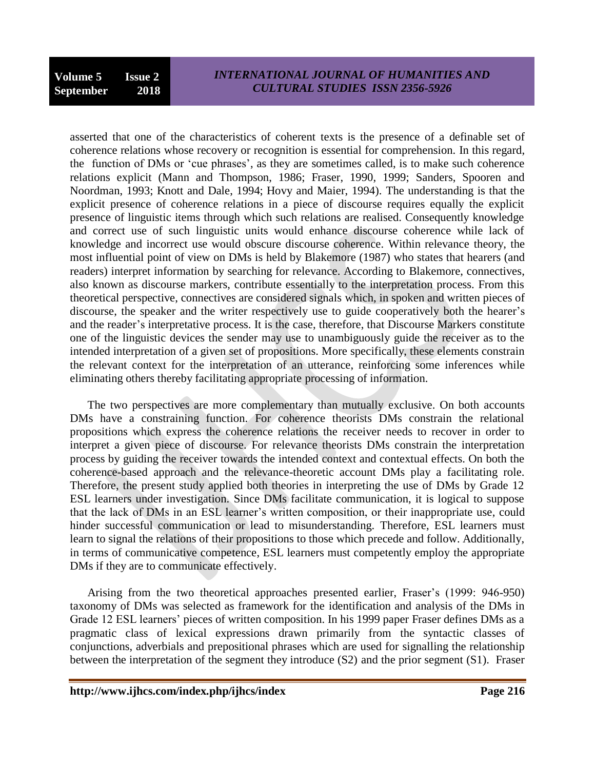asserted that one of the characteristics of coherent texts is the presence of a definable set of coherence relations whose recovery or recognition is essential for comprehension. In this regard, the function of DMs or 'cue phrases', as they are sometimes called, is to make such coherence relations explicit (Mann and Thompson, 1986; Fraser, 1990, 1999; Sanders, Spooren and Noordman, 1993; Knott and Dale, 1994; Hovy and Maier, 1994). The understanding is that the explicit presence of coherence relations in a piece of discourse requires equally the explicit presence of linguistic items through which such relations are realised. Consequently knowledge and correct use of such linguistic units would enhance discourse coherence while lack of knowledge and incorrect use would obscure discourse coherence. Within relevance theory, the most influential point of view on DMs is held by Blakemore (1987) who states that hearers (and readers) interpret information by searching for relevance. According to Blakemore, connectives, also known as discourse markers, contribute essentially to the interpretation process. From this theoretical perspective, connectives are considered signals which, in spoken and written pieces of discourse, the speaker and the writer respectively use to guide cooperatively both the hearer's and the reader's interpretative process. It is the case, therefore, that Discourse Markers constitute one of the linguistic devices the sender may use to unambiguously guide the receiver as to the intended interpretation of a given set of propositions. More specifically, these elements constrain the relevant context for the interpretation of an utterance, reinforcing some inferences while eliminating others thereby facilitating appropriate processing of information.

The two perspectives are more complementary than mutually exclusive. On both accounts DMs have a constraining function. For coherence theorists DMs constrain the relational propositions which express the coherence relations the receiver needs to recover in order to interpret a given piece of discourse. For relevance theorists DMs constrain the interpretation process by guiding the receiver towards the intended context and contextual effects. On both the coherence-based approach and the relevance-theoretic account DMs play a facilitating role. Therefore, the present study applied both theories in interpreting the use of DMs by Grade 12 ESL learners under investigation. Since DMs facilitate communication, it is logical to suppose that the lack of DMs in an ESL learner's written composition, or their inappropriate use, could hinder successful communication or lead to misunderstanding. Therefore, ESL learners must learn to signal the relations of their propositions to those which precede and follow. Additionally, in terms of communicative competence, ESL learners must competently employ the appropriate DMs if they are to communicate effectively.

Arising from the two theoretical approaches presented earlier, Fraser's (1999: 946-950) taxonomy of DMs was selected as framework for the identification and analysis of the DMs in Grade 12 ESL learners' pieces of written composition. In his 1999 paper Fraser defines DMs as a pragmatic class of lexical expressions drawn primarily from the syntactic classes of conjunctions, adverbials and prepositional phrases which are used for signalling the relationship between the interpretation of the segment they introduce (S2) and the prior segment (S1). Fraser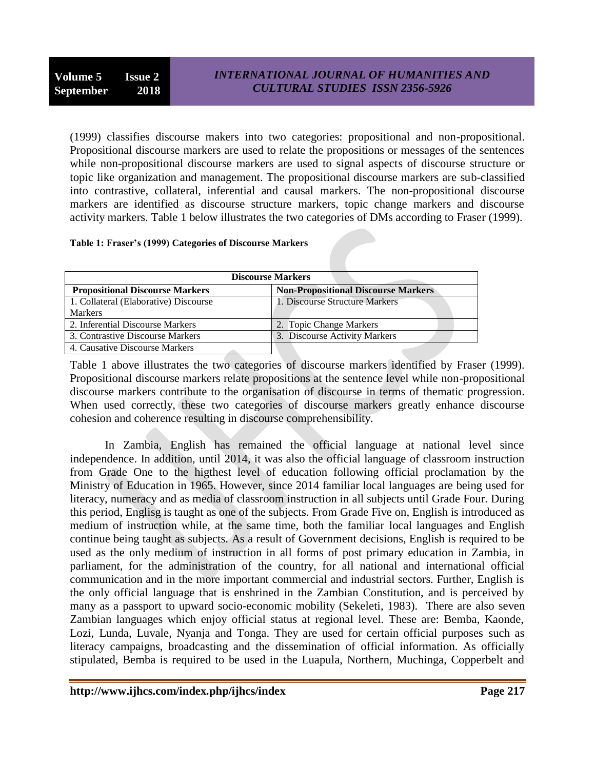(1999) classifies discourse makers into two categories: propositional and non-propositional. Propositional discourse markers are used to relate the propositions or messages of the sentences while non-propositional discourse markers are used to signal aspects of discourse structure or topic like organization and management. The propositional discourse markers are sub-classified into contrastive, collateral, inferential and causal markers. The non-propositional discourse markers are identified as discourse structure markers, topic change markers and discourse activity markers. Table 1 below illustrates the two categories of DMs according to Fraser (1999).

**Table 1: Fraser's (1999) Categories of Discourse Markers**

| Discourse Markers | |
|---|---|
| **Propositional Discourse Markers** | **Non-Propositional Discourse Markers** |
| 1. Collateral (Elaborative) Discourse Markers | 1. Discourse Structure Markers |
| 2. Inferential Discourse Markers | 2. Topic Change Markers |
| 3. Contrastive Discourse Markers | 3. Discourse Activity Markers |
| 4. Causative Discourse Markers | |

Table 1 above illustrates the two categories of discourse markers identified by Fraser (1999). Propositional discourse markers relate propositions at the sentence level while non-propositional discourse markers contribute to the organisation of discourse in terms of thematic progression. When used correctly, these two categories of discourse markers greatly enhance discourse cohesion and coherence resulting in discourse comprehensibility.

In Zambia, English has remained the official language at national level since independence. In addition, until 2014, it was also the official language of classroom instruction from Grade One to the higthest level of education following official proclamation by the Ministry of Education in 1965. However, since 2014 familiar local languages are being used for literacy, numeracy and as media of classroom instruction in all subjects until Grade Four. During this period, Englisg is taught as one of the subjects. From Grade Five on, English is introduced as medium of instruction while, at the same time, both the familiar local languages and English continue being taught as subjects. As a result of Government decisions, English is required to be used as the only medium of instruction in all forms of post primary education in Zambia, in parliament, for the administration of the country, for all national and international official communication and in the more important commercial and industrial sectors. Further, English is the only official language that is enshrined in the Zambian Constitution, and is perceived by many as a passport to upward socio-economic mobility (Sekeleti, 1983). There are also seven Zambian languages which enjoy official status at regional level. These are: Bemba, Kaonde, Lozi, Lunda, Luvale, Nyanja and Tonga. They are used for certain official purposes such as literacy campaigns, broadcasting and the dissemination of official information. As officially stipulated, Bemba is required to be used in the Luapula, Northern, Muchinga, Copperbelt and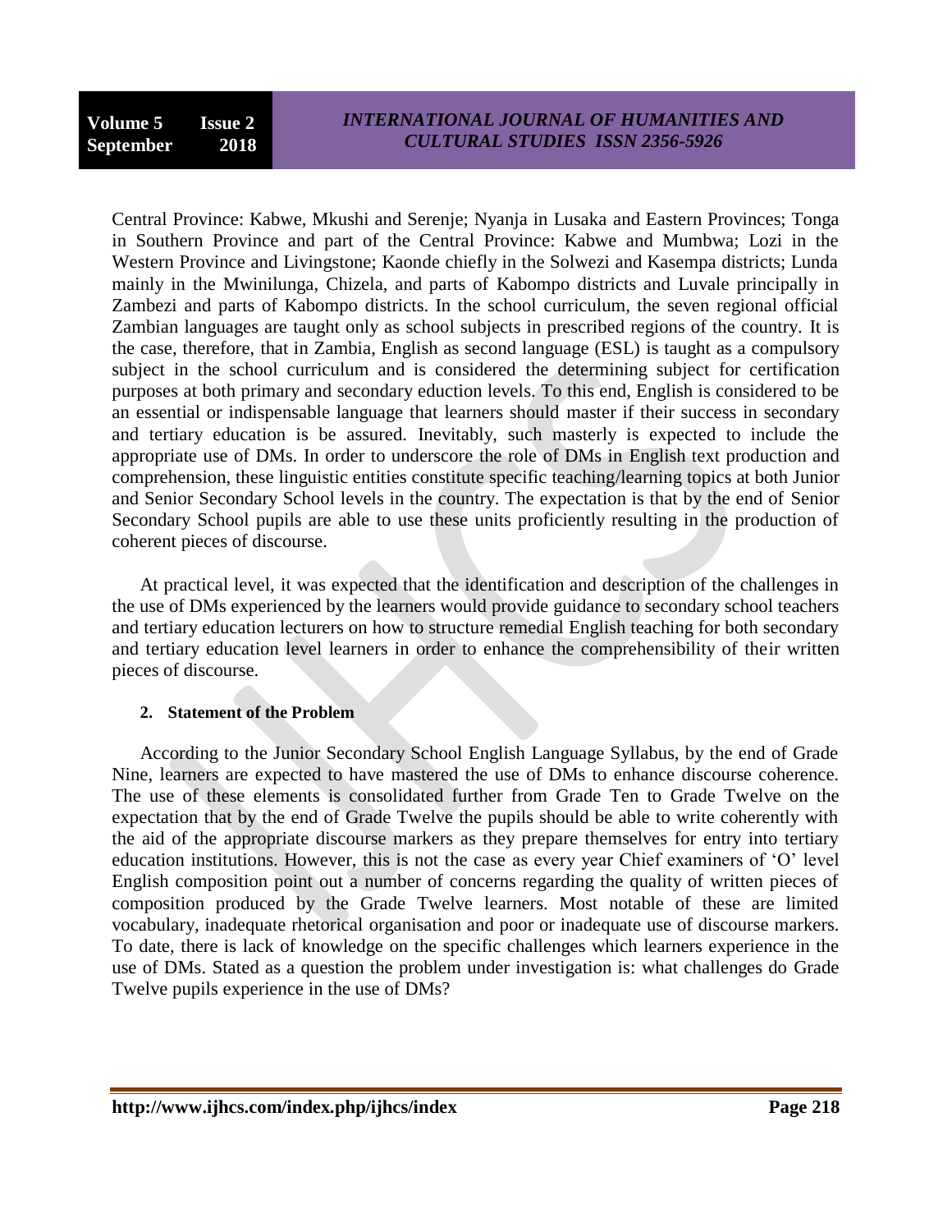Central Province: Kabwe, Mkushi and Serenje; Nyanja in Lusaka and Eastern Provinces; Tonga in Southern Province and part of the Central Province: Kabwe and Mumbwa; Lozi in the Western Province and Livingstone; Kaonde chiefly in the Solwezi and Kasempa districts; Lunda mainly in the Mwinilunga, Chizela, and parts of Kabompo districts and Luvale principally in Zambezi and parts of Kabompo districts. In the school curriculum, the seven regional official Zambian languages are taught only as school subjects in prescribed regions of the country. It is the case, therefore, that in Zambia, English as second language (ESL) is taught as a compulsory subject in the school curriculum and is considered the determining subject for certification purposes at both primary and secondary eduction levels. To this end, English is considered to be an essential or indispensable language that learners should master if their success in secondary and tertiary education is be assured. Inevitably, such masterly is expected to include the appropriate use of DMs. In order to underscore the role of DMs in English text production and comprehension, these linguistic entities constitute specific teaching/learning topics at both Junior and Senior Secondary School levels in the country. The expectation is that by the end of Senior Secondary School pupils are able to use these units proficiently resulting in the production of coherent pieces of discourse.

At practical level, it was expected that the identification and description of the challenges in the use of DMs experienced by the learners would provide guidance to secondary school teachers and tertiary education lecturers on how to structure remedial English teaching for both secondary and tertiary education level learners in order to enhance the comprehensibility of their written pieces of discourse.

## 2. Statement of the Problem

According to the Junior Secondary School English Language Syllabus, by the end of Grade Nine, learners are expected to have mastered the use of DMs to enhance discourse coherence. The use of these elements is consolidated further from Grade Ten to Grade Twelve on the expectation that by the end of Grade Twelve the pupils should be able to write coherently with the aid of the appropriate discourse markers as they prepare themselves for entry into tertiary education institutions. However, this is not the case as every year Chief examiners of 'O' level English composition point out a number of concerns regarding the quality of written pieces of composition produced by the Grade Twelve learners. Most notable of these are limited vocabulary, inadequate rhetorical organisation and poor or inadequate use of discourse markers. To date, there is lack of knowledge on the specific challenges which learners experience in the use of DMs. Stated as a question the problem under investigation is: what challenges do Grade Twelve pupils experience in the use of DMs?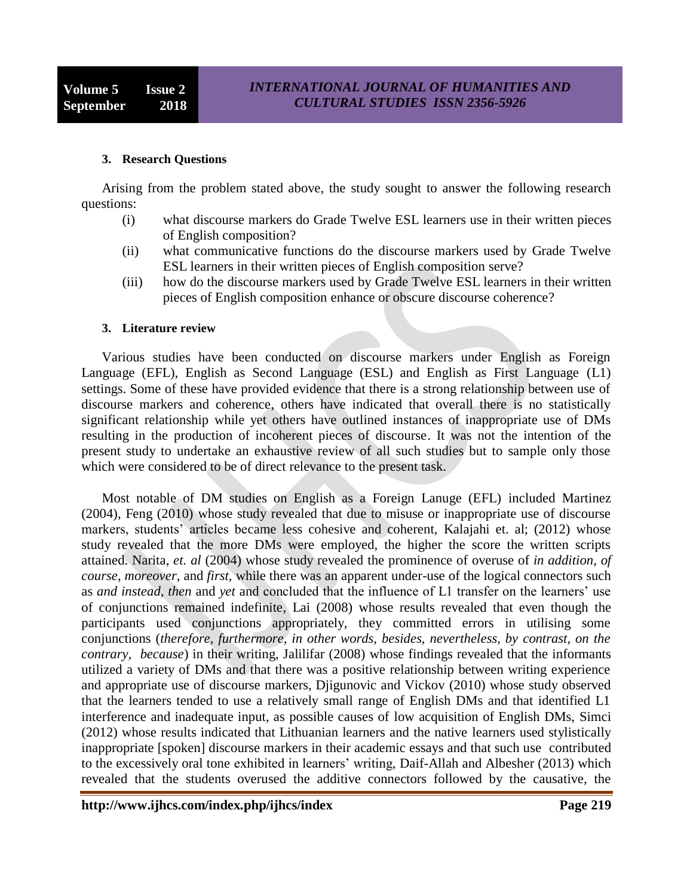### 3. Research Questions

Arising from the problem stated above, the study sought to answer the following research questions:

(i) what discourse markers do Grade Twelve ESL learners use in their written pieces of English composition?

(ii) what communicative functions do the discourse markers used by Grade Twelve ESL learners in their written pieces of English composition serve?

(iii) how do the discourse markers used by Grade Twelve ESL learners in their written pieces of English composition enhance or obscure discourse coherence?

### 3. Literature review

Various studies have been conducted on discourse markers under English as Foreign Language (EFL), English as Second Language (ESL) and English as First Language (L1) settings. Some of these have provided evidence that there is a strong relationship between use of discourse markers and coherence, others have indicated that overall there is no statistically significant relationship while yet others have outlined instances of inappropriate use of DMs resulting in the production of incoherent pieces of discourse. It was not the intention of the present study to undertake an exhaustive review of all such studies but to sample only those which were considered to be of direct relevance to the present task.

Most notable of DM studies on English as a Foreign Lanuge (EFL) included Martinez (2004), Feng (2010) whose study revealed that due to misuse or inappropriate use of discourse markers, students' articles became less cohesive and coherent, Kalajahi et. al; (2012) whose study revealed that the more DMs were employed, the higher the score the written scripts attained. Narita, *et. al* (2004) whose study revealed the prominence of overuse of *in addition, of course, moreover*, and *first,* while there was an apparent under-use of the logical connectors such as *and instead, then* and *yet* and concluded that the influence of L1 transfer on the learners' use of conjunctions remained indefinite, Lai (2008) whose results revealed that even though the participants used conjunctions appropriately, they committed errors in utilising some conjunctions (*therefore, furthermore, in other words, besides, nevertheless, by contrast, on the contrary, because*) in their writing, Jalilifar (2008) whose findings revealed that the informants utilized a variety of DMs and that there was a positive relationship between writing experience and appropriate use of discourse markers, Djigunovic and Vickov (2010) whose study observed that the learners tended to use a relatively small range of English DMs and that identified L1 interference and inadequate input, as possible causes of low acquisition of English DMs, Simci (2012) whose results indicated that Lithuanian learners and the native learners used stylistically inappropriate [spoken] discourse markers in their academic essays and that such use contributed to the excessively oral tone exhibited in learners' writing, Daif-Allah and Albesher (2013) which revealed that the students overused the additive connectors followed by the causative, the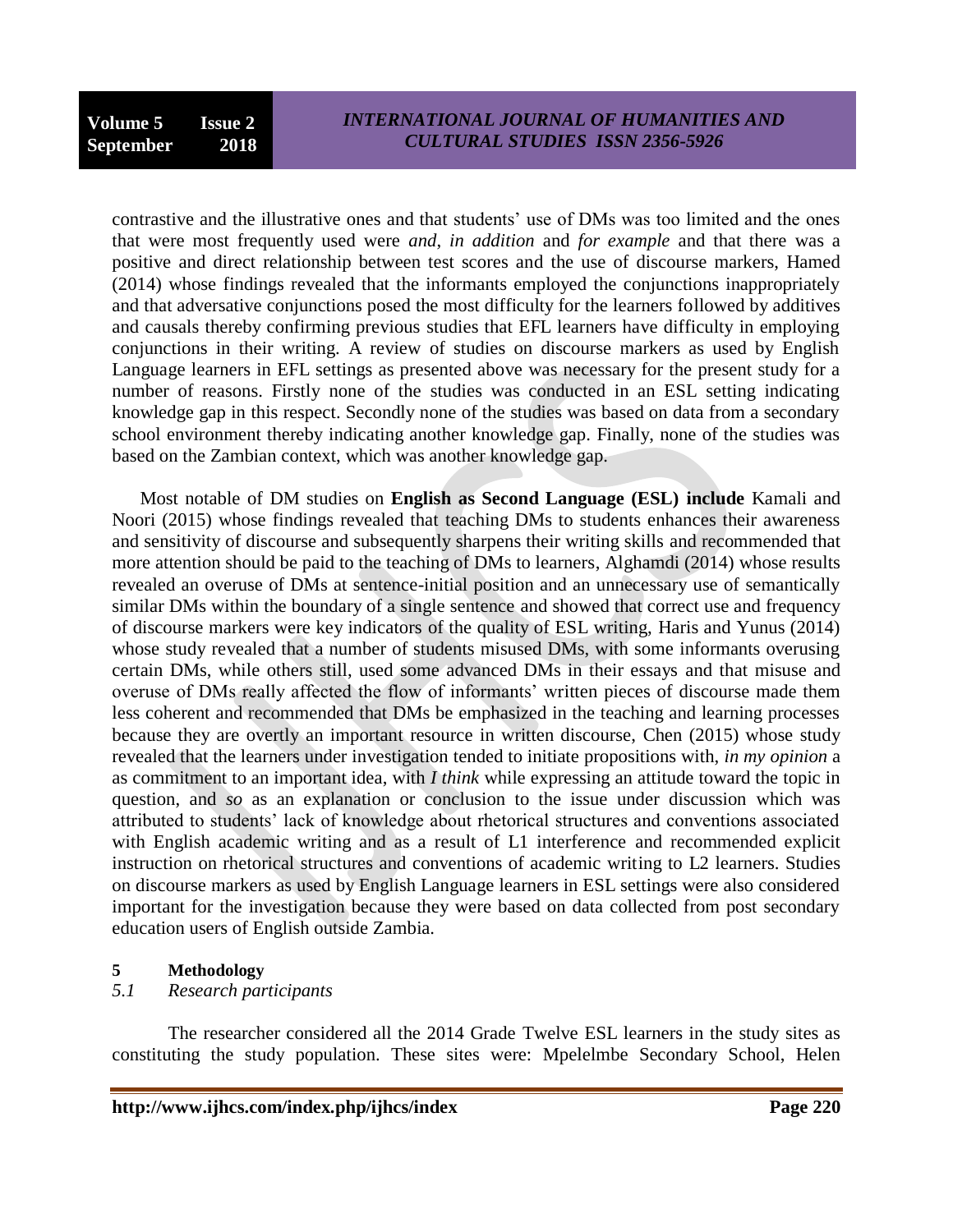contrastive and the illustrative ones and that students' use of DMs was too limited and the ones that were most frequently used were *and*, *in addition* and *for example* and that there was a positive and direct relationship between test scores and the use of discourse markers, Hamed (2014) whose findings revealed that the informants employed the conjunctions inappropriately and that adversative conjunctions posed the most difficulty for the learners followed by additives and causals thereby confirming previous studies that EFL learners have difficulty in employing conjunctions in their writing. A review of studies on discourse markers as used by English Language learners in EFL settings as presented above was necessary for the present study for a number of reasons. Firstly none of the studies was conducted in an ESL setting indicating knowledge gap in this respect. Secondly none of the studies was based on data from a secondary school environment thereby indicating another knowledge gap. Finally, none of the studies was based on the Zambian context, which was another knowledge gap.

Most notable of DM studies on **English as Second Language (ESL) include** Kamali and Noori (2015) whose findings revealed that teaching DMs to students enhances their awareness and sensitivity of discourse and subsequently sharpens their writing skills and recommended that more attention should be paid to the teaching of DMs to learners, Alghamdi (2014) whose results revealed an overuse of DMs at sentence-initial position and an unnecessary use of semantically similar DMs within the boundary of a single sentence and showed that correct use and frequency of discourse markers were key indicators of the quality of ESL writing, Haris and Yunus (2014) whose study revealed that a number of students misused DMs, with some informants overusing certain DMs, while others still, used some advanced DMs in their essays and that misuse and overuse of DMs really affected the flow of informants' written pieces of discourse made them less coherent and recommended that DMs be emphasized in the teaching and learning processes because they are overtly an important resource in written discourse, Chen (2015) whose study revealed that the learners under investigation tended to initiate propositions with, *in my opinion* a as commitment to an important idea, with *I think* while expressing an attitude toward the topic in question, and *so* as an explanation or conclusion to the issue under discussion which was attributed to students' lack of knowledge about rhetorical structures and conventions associated with English academic writing and as a result of L1 interference and recommended explicit instruction on rhetorical structures and conventions of academic writing to L2 learners. Studies on discourse markers as used by English Language learners in ESL settings were also considered important for the investigation because they were based on data collected from post secondary education users of English outside Zambia.

## 5 Methodology

### *5.1 Research participants*

The researcher considered all the 2014 Grade Twelve ESL learners in the study sites as constituting the study population. These sites were: Mpelelmbe Secondary School, Helen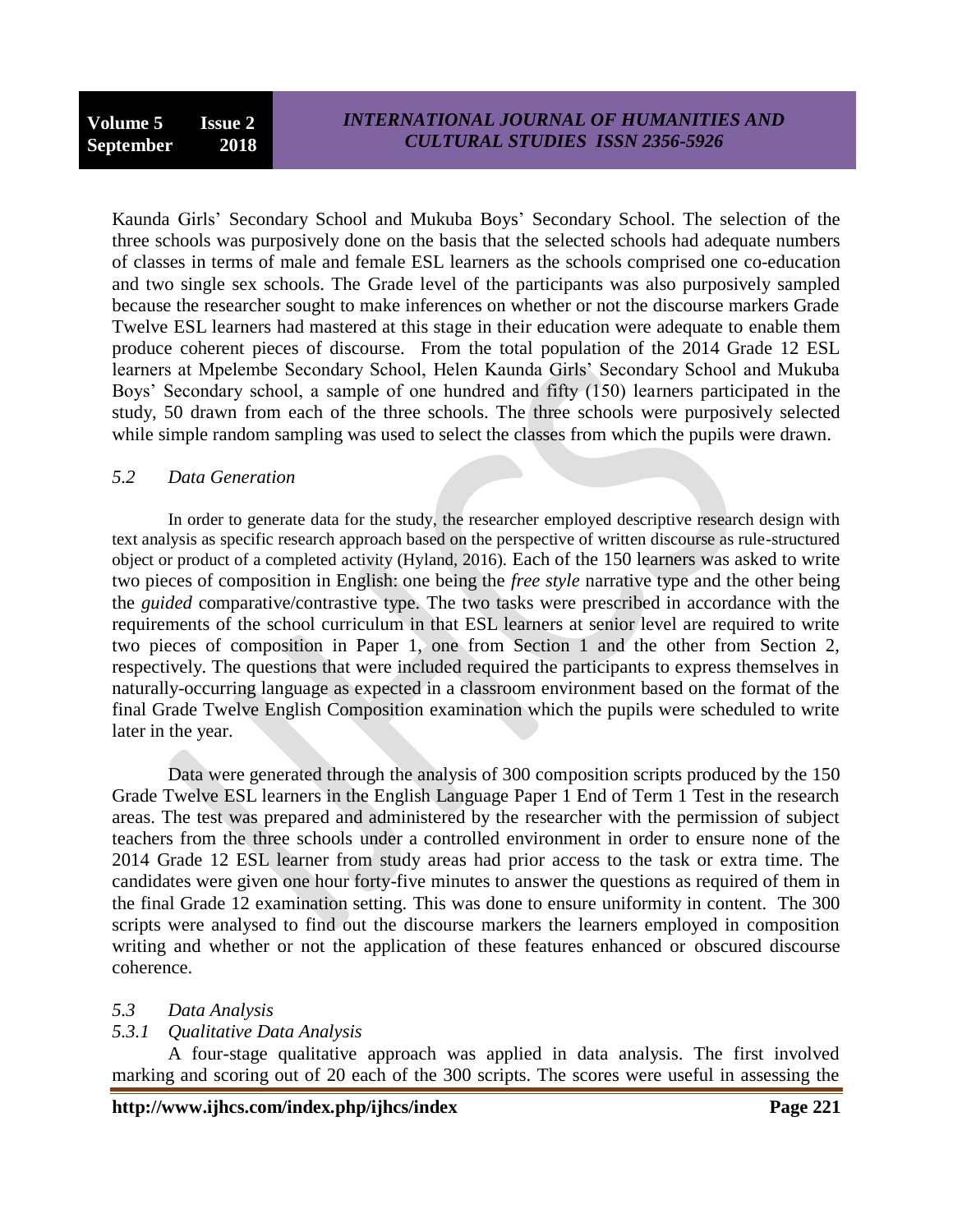Kaunda Girls' Secondary School and Mukuba Boys' Secondary School. The selection of the three schools was purposively done on the basis that the selected schools had adequate numbers of classes in terms of male and female ESL learners as the schools comprised one co-education and two single sex schools. The Grade level of the participants was also purposively sampled because the researcher sought to make inferences on whether or not the discourse markers Grade Twelve ESL learners had mastered at this stage in their education were adequate to enable them produce coherent pieces of discourse. From the total population of the 2014 Grade 12 ESL learners at Mpelembe Secondary School, Helen Kaunda Girls' Secondary School and Mukuba Boys' Secondary school, a sample of one hundred and fifty (150) learners participated in the study, 50 drawn from each of the three schools. The three schools were purposively selected while simple random sampling was used to select the classes from which the pupils were drawn.

### *5.2 Data Generation*

In order to generate data for the study, the researcher employed descriptive research design with text analysis as specific research approach based on the perspective of written discourse as rule-structured object or product of a completed activity (Hyland, 2016). Each of the 150 learners was asked to write two pieces of composition in English: one being the *free style* narrative type and the other being the *guided* comparative/contrastive type. The two tasks were prescribed in accordance with the requirements of the school curriculum in that ESL learners at senior level are required to write two pieces of composition in Paper 1, one from Section 1 and the other from Section 2, respectively. The questions that were included required the participants to express themselves in naturally-occurring language as expected in a classroom environment based on the format of the final Grade Twelve English Composition examination which the pupils were scheduled to write later in the year.

Data were generated through the analysis of 300 composition scripts produced by the 150 Grade Twelve ESL learners in the English Language Paper 1 End of Term 1 Test in the research areas. The test was prepared and administered by the researcher with the permission of subject teachers from the three schools under a controlled environment in order to ensure none of the 2014 Grade 12 ESL learner from study areas had prior access to the task or extra time. The candidates were given one hour forty-five minutes to answer the questions as required of them in the final Grade 12 examination setting. This was done to ensure uniformity in content. The 300 scripts were analysed to find out the discourse markers the learners employed in composition writing and whether or not the application of these features enhanced or obscured discourse coherence.

### *5.3 Data Analysis*

#### *5.3.1 Qualitative Data Analysis*

A four-stage qualitative approach was applied in data analysis. The first involved marking and scoring out of 20 each of the 300 scripts. The scores were useful in assessing the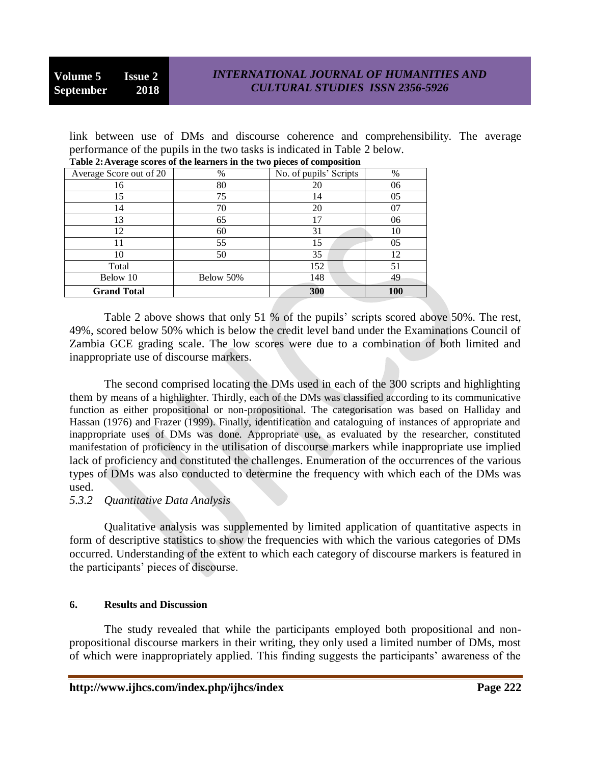link between use of DMs and discourse coherence and comprehensibility. The average performance of the pupils in the two tasks is indicated in Table 2 below.

**Table 2: Average scores of the learners in the two pieces of composition**

| Average Score out of 20 | % | No. of pupils' Scripts | % |
|---|---|---|---|
| 16 | 80 | 20 | 06 |
| 15 | 75 | 14 | 05 |
| 14 | 70 | 20 | 07 |
| 13 | 65 | 17 | 06 |
| 12 | 60 | 31 | 10 |
| 11 | 55 | 15 | 05 |
| 10 | 50 | 35 | 12 |
| Total | | 152 | 51 |
| Below 10 | Below 50% | 148 | 49 |
| **Grand Total** | | **300** | **100** |

Table 2 above shows that only 51 % of the pupils' scripts scored above 50%. The rest, 49%, scored below 50% which is below the credit level band under the Examinations Council of Zambia GCE grading scale. The low scores were due to a combination of both limited and inappropriate use of discourse markers.

The second comprised locating the DMs used in each of the 300 scripts and highlighting them by means of a highlighter. Thirdly, each of the DMs was classified according to its communicative function as either propositional or non-propositional. The categorisation was based on Halliday and Hassan (1976) and Frazer (1999). Finally, identification and cataloguing of instances of appropriate and inappropriate uses of DMs was done. Appropriate use, as evaluated by the researcher, constituted manifestation of proficiency in the utilisation of discourse markers while inappropriate use implied lack of proficiency and constituted the challenges. Enumeration of the occurrences of the various types of DMs was also conducted to determine the frequency with which each of the DMs was used.

*5.3.2 Quantitative Data Analysis*

Qualitative analysis was supplemented by limited application of quantitative aspects in form of descriptive statistics to show the frequencies with which the various categories of DMs occurred. Understanding of the extent to which each category of discourse markers is featured in the participants' pieces of discourse.

**6. Results and Discussion**

The study revealed that while the participants employed both propositional and non-propositional discourse markers in their writing, they only used a limited number of DMs, most of which were inappropriately applied. This finding suggests the participants' awareness of the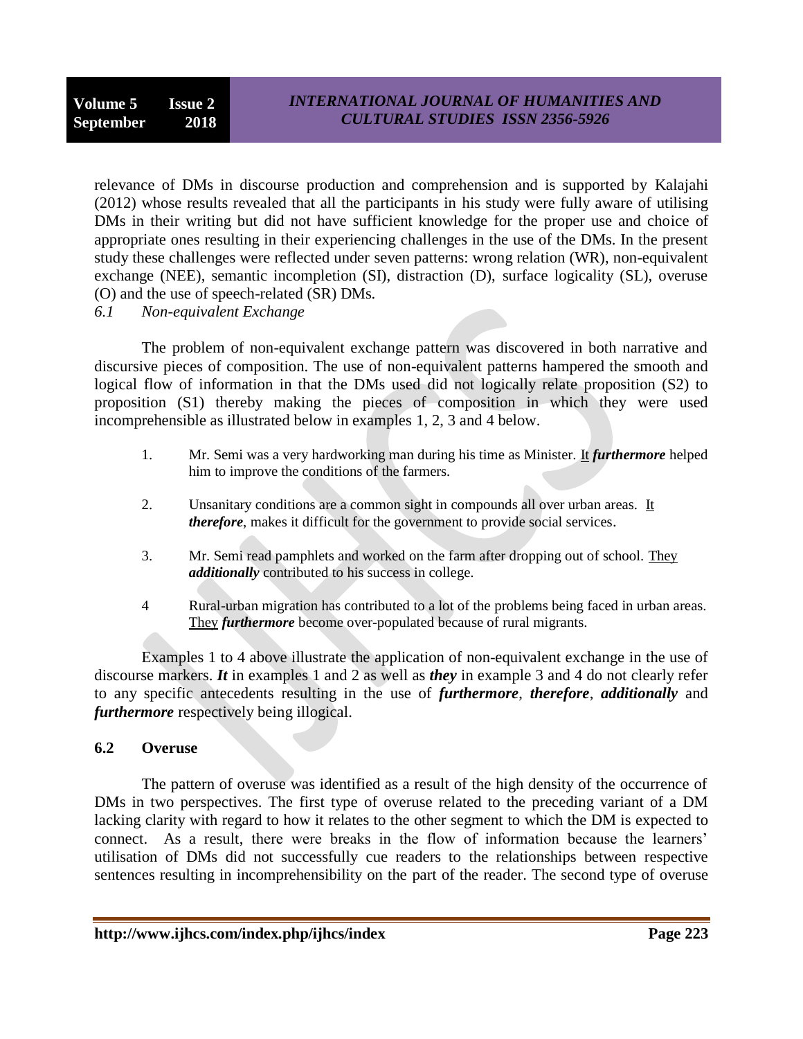relevance of DMs in discourse production and comprehension and is supported by Kalajahi (2012) whose results revealed that all the participants in his study were fully aware of utilising DMs in their writing but did not have sufficient knowledge for the proper use and choice of appropriate ones resulting in their experiencing challenges in the use of the DMs. In the present study these challenges were reflected under seven patterns: wrong relation (WR), non-equivalent exchange (NEE), semantic incompletion (SI), distraction (D), surface logicality (SL), overuse (O) and the use of speech-related (SR) DMs.

*6.1 Non-equivalent Exchange*

The problem of non-equivalent exchange pattern was discovered in both narrative and discursive pieces of composition. The use of non-equivalent patterns hampered the smooth and logical flow of information in that the DMs used did not logically relate proposition (S2) to proposition (S1) thereby making the pieces of composition in which they were used incomprehensible as illustrated below in examples 1, 2, 3 and 4 below.

1. Mr. Semi was a very hardworking man during his time as Minister. <u>It</u> ***furthermore*** helped him to improve the conditions of the farmers.

2. Unsanitary conditions are a common sight in compounds all over urban areas. <u>It</u> ***therefore***, makes it difficult for the government to provide social services.

3. Mr. Semi read pamphlets and worked on the farm after dropping out of school. <u>They</u> ***additionally*** contributed to his success in college.

4. Rural-urban migration has contributed to a lot of the problems being faced in urban areas. <u>They</u> ***furthermore*** become over-populated because of rural migrants.

Examples 1 to 4 above illustrate the application of non-equivalent exchange in the use of discourse markers. ***It*** in examples 1 and 2 as well as ***they*** in example 3 and 4 do not clearly refer to any specific antecedents resulting in the use of ***furthermore***, ***therefore***, ***additionally*** and ***furthermore*** respectively being illogical.

## 6.2 Overuse

The pattern of overuse was identified as a result of the high density of the occurrence of DMs in two perspectives. The first type of overuse related to the preceding variant of a DM lacking clarity with regard to how it relates to the other segment to which the DM is expected to connect. As a result, there were breaks in the flow of information because the learners' utilisation of DMs did not successfully cue readers to the relationships between respective sentences resulting in incomprehensibility on the part of the reader. The second type of overuse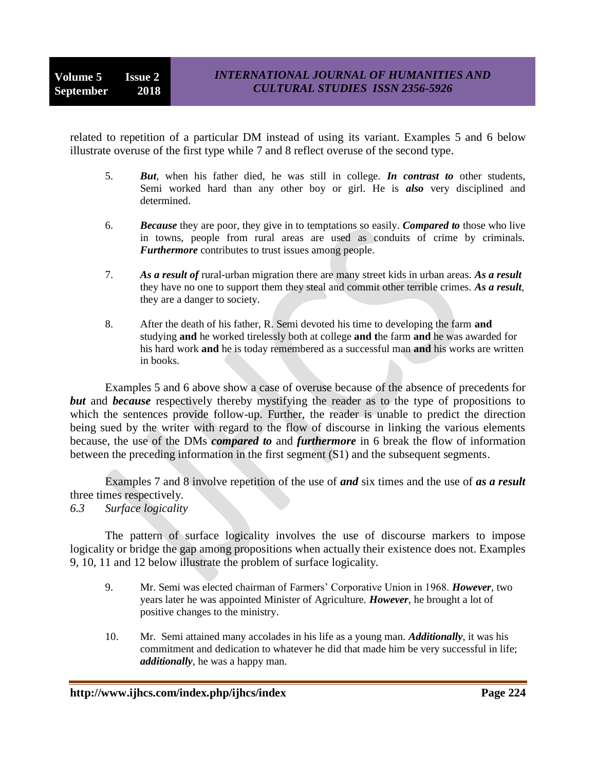related to repetition of a particular DM instead of using its variant. Examples 5 and 6 below illustrate overuse of the first type while 7 and 8 reflect overuse of the second type.

5. ***But***, when his father died, he was still in college. ***In contrast to*** other students, Semi worked hard than any other boy or girl. He is ***also*** very disciplined and determined.

6. ***Because*** they are poor, they give in to temptations so easily. ***Compared to*** those who live in towns, people from rural areas are used as conduits of crime by criminals. ***Furthermore*** contributes to trust issues among people.

7. ***As a result of*** rural-urban migration there are many street kids in urban areas. ***As a result*** they have no one to support them they steal and commit other terrible crimes. ***As a result***, they are a danger to society.

8. After the death of his father, R. Semi devoted his time to developing the farm **and** studying **and** he worked tirelessly both at college **and t**he farm **and** he was awarded for his hard work **and** he is today remembered as a successful man **and** his works are written in books.

Examples 5 and 6 above show a case of overuse because of the absence of precedents for ***but*** and ***because*** respectively thereby mystifying the reader as to the type of propositions to which the sentences provide follow-up. Further, the reader is unable to predict the direction being sued by the writer with regard to the flow of discourse in linking the various elements because, the use of the DMs ***compared to*** and ***furthermore*** in 6 break the flow of information between the preceding information in the first segment (S1) and the subsequent segments.

Examples 7 and 8 involve repetition of the use of ***and*** six times and the use of ***as a result*** three times respectively.

*6.3 Surface logicality*

The pattern of surface logicality involves the use of discourse markers to impose logicality or bridge the gap among propositions when actually their existence does not. Examples 9, 10, 11 and 12 below illustrate the problem of surface logicality.

9. Mr. Semi was elected chairman of Farmers' Corporative Union in 1968. ***However***, two years later he was appointed Minister of Agriculture. ***However***, he brought a lot of positive changes to the ministry.

10. Mr. Semi attained many accolades in his life as a young man. ***Additionally***, it was his commitment and dedication to whatever he did that made him be very successful in life; ***additionally***, he was a happy man.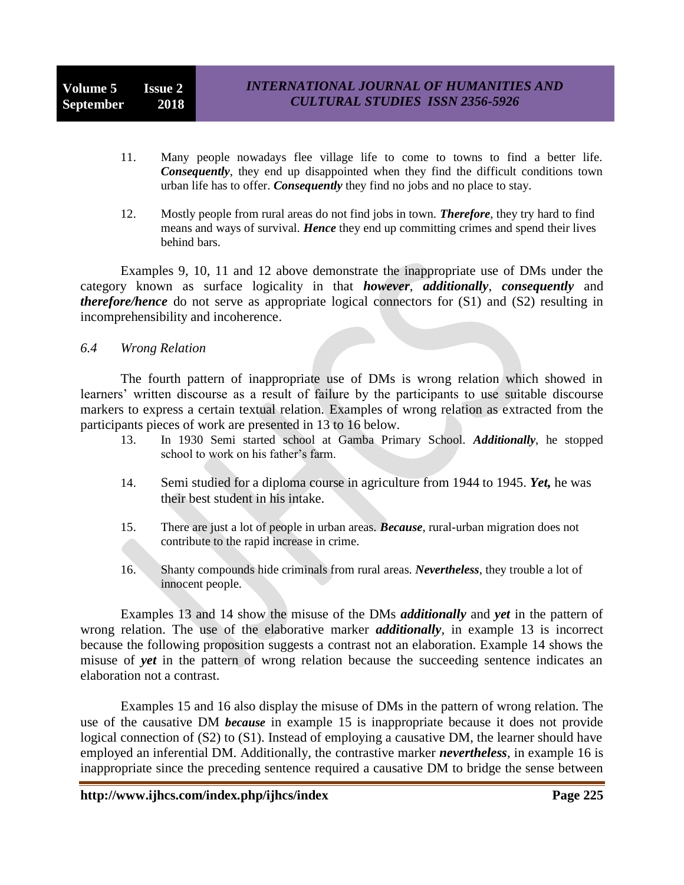11. Many people nowadays flee village life to come to towns to find a better life. ***Consequently***, they end up disappointed when they find the difficult conditions town urban life has to offer. ***Consequently*** they find no jobs and no place to stay.

12. Mostly people from rural areas do not find jobs in town. ***Therefore***, they try hard to find means and ways of survival. ***Hence*** they end up committing crimes and spend their lives behind bars.

Examples 9, 10, 11 and 12 above demonstrate the inappropriate use of DMs under the category known as surface logicality in that ***however***, ***additionally***, ***consequently*** and ***therefore/hence*** do not serve as appropriate logical connectors for (S1) and (S2) resulting in incomprehensibility and incoherence.

### *6.4 Wrong Relation*

The fourth pattern of inappropriate use of DMs is wrong relation which showed in learners' written discourse as a result of failure by the participants to use suitable discourse markers to express a certain textual relation. Examples of wrong relation as extracted from the participants pieces of work are presented in 13 to 16 below.

13. In 1930 Semi started school at Gamba Primary School. ***Additionally***, he stopped school to work on his father's farm.

14. Semi studied for a diploma course in agriculture from 1944 to 1945. ***Yet,*** he was their best student in his intake.

15. There are just a lot of people in urban areas. ***Because***, rural-urban migration does not contribute to the rapid increase in crime.

16. Shanty compounds hide criminals from rural areas. ***Nevertheless***, they trouble a lot of innocent people.

Examples 13 and 14 show the misuse of the DMs ***additionally*** and ***yet*** in the pattern of wrong relation. The use of the elaborative marker ***additionally***, in example 13 is incorrect because the following proposition suggests a contrast not an elaboration. Example 14 shows the misuse of ***yet*** in the pattern of wrong relation because the succeeding sentence indicates an elaboration not a contrast.

Examples 15 and 16 also display the misuse of DMs in the pattern of wrong relation. The use of the causative DM ***because*** in example 15 is inappropriate because it does not provide logical connection of (S2) to (S1). Instead of employing a causative DM, the learner should have employed an inferential DM. Additionally, the contrastive marker ***nevertheless***, in example 16 is inappropriate since the preceding sentence required a causative DM to bridge the sense between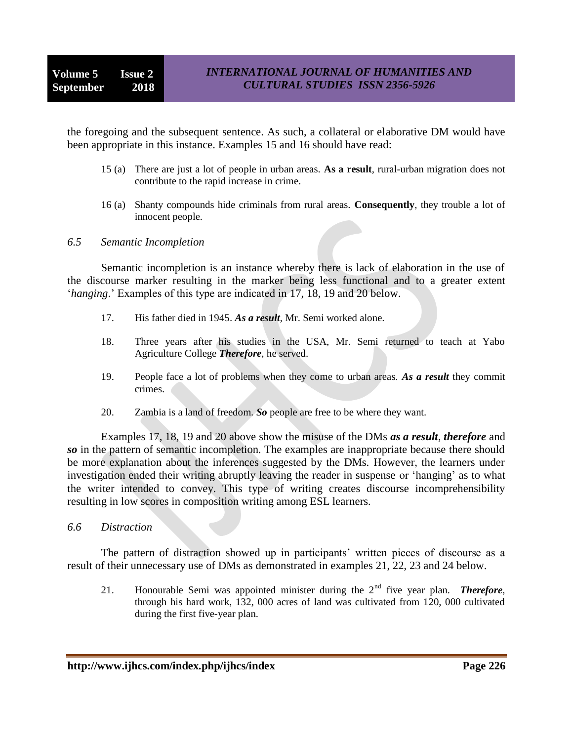the foregoing and the subsequent sentence. As such, a collateral or elaborative DM would have been appropriate in this instance. Examples 15 and 16 should have read:

15 (a) There are just a lot of people in urban areas. **As a result**, rural-urban migration does not contribute to the rapid increase in crime.

16 (a) Shanty compounds hide criminals from rural areas. **Consequently**, they trouble a lot of innocent people.

### *6.5 Semantic Incompletion*

Semantic incompletion is an instance whereby there is lack of elaboration in the use of the discourse marker resulting in the marker being less functional and to a greater extent '*hanging*.' Examples of this type are indicated in 17, 18, 19 and 20 below.

17. His father died in 1945. ***As a result***, Mr. Semi worked alone.

18. Three years after his studies in the USA, Mr. Semi returned to teach at Yabo Agriculture College ***Therefore***, he served.

19. People face a lot of problems when they come to urban areas. ***As a result*** they commit crimes.

20. Zambia is a land of freedom. ***So*** people are free to be where they want.

Examples 17, 18, 19 and 20 above show the misuse of the DMs ***as a result***, ***therefore*** and ***so*** in the pattern of semantic incompletion. The examples are inappropriate because there should be more explanation about the inferences suggested by the DMs. However, the learners under investigation ended their writing abruptly leaving the reader in suspense or 'hanging' as to what the writer intended to convey. This type of writing creates discourse incomprehensibility resulting in low scores in composition writing among ESL learners.

### *6.6 Distraction*

The pattern of distraction showed up in participants' written pieces of discourse as a result of their unnecessary use of DMs as demonstrated in examples 21, 22, 23 and 24 below.

21. Honourable Semi was appointed minister during the 2nd five year plan. ***Therefore***, through his hard work, 132, 000 acres of land was cultivated from 120, 000 cultivated during the first five-year plan.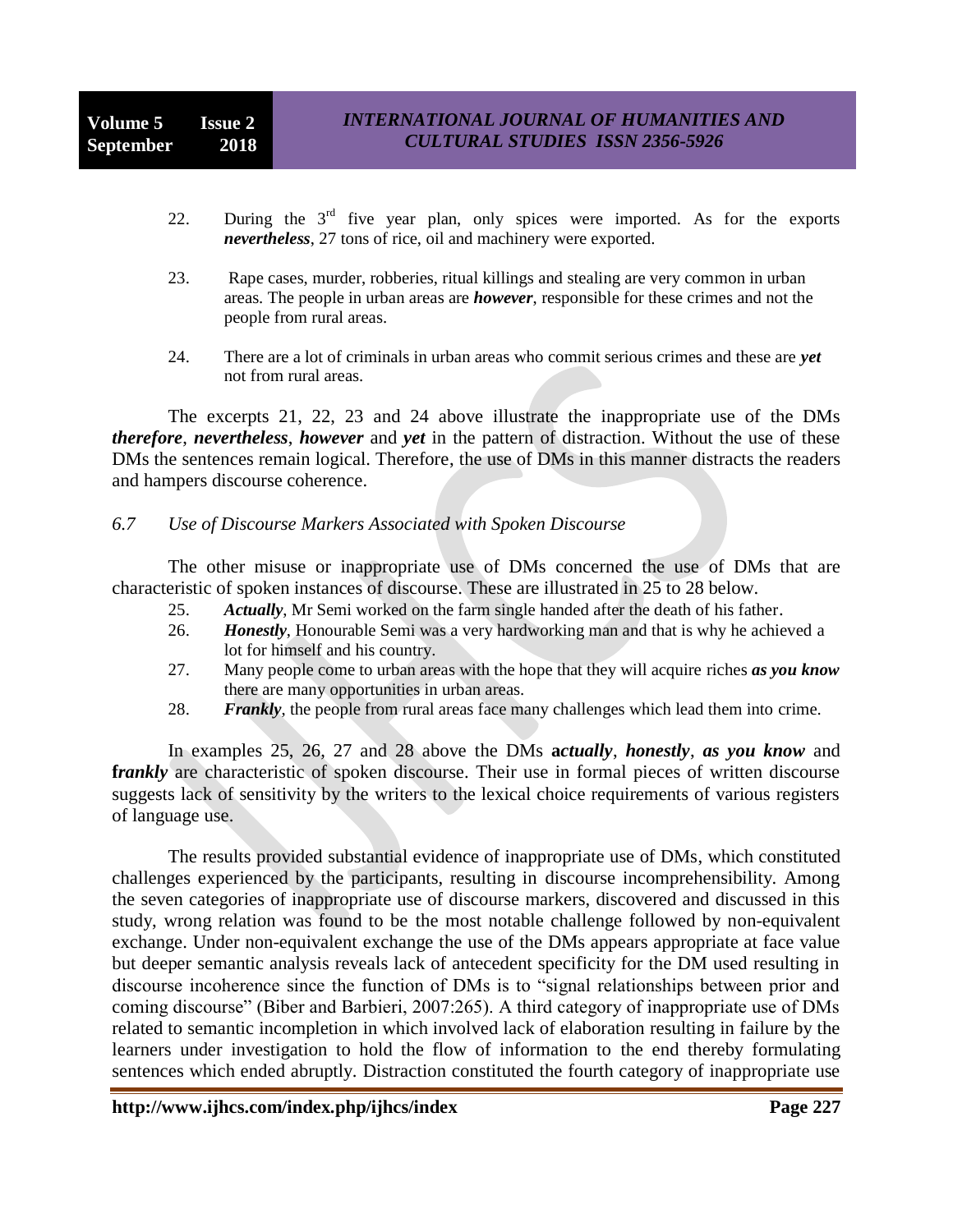22. During the 3rd five year plan, only spices were imported. As for the exports ***nevertheless***, 27 tons of rice, oil and machinery were exported.

23. Rape cases, murder, robberies, ritual killings and stealing are very common in urban areas. The people in urban areas are ***however***, responsible for these crimes and not the people from rural areas.

24. There are a lot of criminals in urban areas who commit serious crimes and these are ***yet*** not from rural areas.

The excerpts 21, 22, 23 and 24 above illustrate the inappropriate use of the DMs ***therefore***, ***nevertheless***, ***however*** and ***yet*** in the pattern of distraction. Without the use of these DMs the sentences remain logical. Therefore, the use of DMs in this manner distracts the readers and hampers discourse coherence.

### *6.7 Use of Discourse Markers Associated with Spoken Discourse*

The other misuse or inappropriate use of DMs concerned the use of DMs that are characteristic of spoken instances of discourse. These are illustrated in 25 to 28 below.

25. ***Actually***, Mr Semi worked on the farm single handed after the death of his father.
26. ***Honestly***, Honourable Semi was a very hardworking man and that is why he achieved a lot for himself and his country.
27. Many people come to urban areas with the hope that they will acquire riches ***as you know*** there are many opportunities in urban areas.
28. ***Frankly***, the people from rural areas face many challenges which lead them into crime.

In examples 25, 26, 27 and 28 above the DMs **a*ctually***, ***honestly***, ***as you know*** and **f*rankly*** are characteristic of spoken discourse. Their use in formal pieces of written discourse suggests lack of sensitivity by the writers to the lexical choice requirements of various registers of language use.

The results provided substantial evidence of inappropriate use of DMs, which constituted challenges experienced by the participants, resulting in discourse incomprehensibility. Among the seven categories of inappropriate use of discourse markers, discovered and discussed in this study, wrong relation was found to be the most notable challenge followed by non-equivalent exchange. Under non-equivalent exchange the use of the DMs appears appropriate at face value but deeper semantic analysis reveals lack of antecedent specificity for the DM used resulting in discourse incoherence since the function of DMs is to "signal relationships between prior and coming discourse" (Biber and Barbieri, 2007:265). A third category of inappropriate use of DMs related to semantic incompletion in which involved lack of elaboration resulting in failure by the learners under investigation to hold the flow of information to the end thereby formulating sentences which ended abruptly. Distraction constituted the fourth category of inappropriate use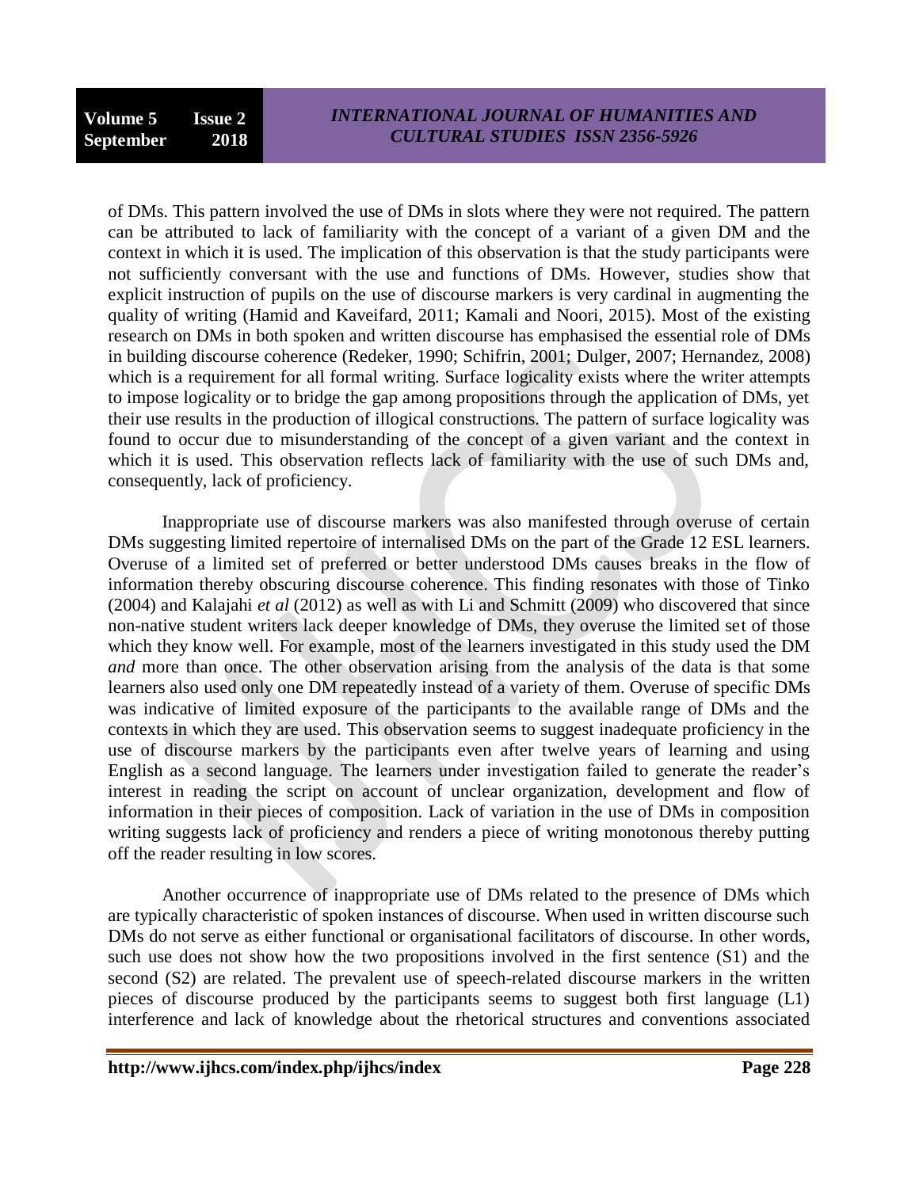of DMs. This pattern involved the use of DMs in slots where they were not required. The pattern can be attributed to lack of familiarity with the concept of a variant of a given DM and the context in which it is used. The implication of this observation is that the study participants were not sufficiently conversant with the use and functions of DMs. However, studies show that explicit instruction of pupils on the use of discourse markers is very cardinal in augmenting the quality of writing (Hamid and Kaveifard, 2011; Kamali and Noori, 2015). Most of the existing research on DMs in both spoken and written discourse has emphasised the essential role of DMs in building discourse coherence (Redeker, 1990; Schifrin, 2001; Dulger, 2007; Hernandez, 2008) which is a requirement for all formal writing. Surface logicality exists where the writer attempts to impose logicality or to bridge the gap among propositions through the application of DMs, yet their use results in the production of illogical constructions. The pattern of surface logicality was found to occur due to misunderstanding of the concept of a given variant and the context in which it is used. This observation reflects lack of familiarity with the use of such DMs and, consequently, lack of proficiency.

Inappropriate use of discourse markers was also manifested through overuse of certain DMs suggesting limited repertoire of internalised DMs on the part of the Grade 12 ESL learners. Overuse of a limited set of preferred or better understood DMs causes breaks in the flow of information thereby obscuring discourse coherence. This finding resonates with those of Tinko (2004) and Kalajahi *et al* (2012) as well as with Li and Schmitt (2009) who discovered that since non-native student writers lack deeper knowledge of DMs, they overuse the limited set of those which they know well. For example, most of the learners investigated in this study used the DM *and* more than once. The other observation arising from the analysis of the data is that some learners also used only one DM repeatedly instead of a variety of them. Overuse of specific DMs was indicative of limited exposure of the participants to the available range of DMs and the contexts in which they are used. This observation seems to suggest inadequate proficiency in the use of discourse markers by the participants even after twelve years of learning and using English as a second language. The learners under investigation failed to generate the reader's interest in reading the script on account of unclear organization, development and flow of information in their pieces of composition. Lack of variation in the use of DMs in composition writing suggests lack of proficiency and renders a piece of writing monotonous thereby putting off the reader resulting in low scores.

Another occurrence of inappropriate use of DMs related to the presence of DMs which are typically characteristic of spoken instances of discourse. When used in written discourse such DMs do not serve as either functional or organisational facilitators of discourse. In other words, such use does not show how the two propositions involved in the first sentence (S1) and the second (S2) are related. The prevalent use of speech-related discourse markers in the written pieces of discourse produced by the participants seems to suggest both first language (L1) interference and lack of knowledge about the rhetorical structures and conventions associated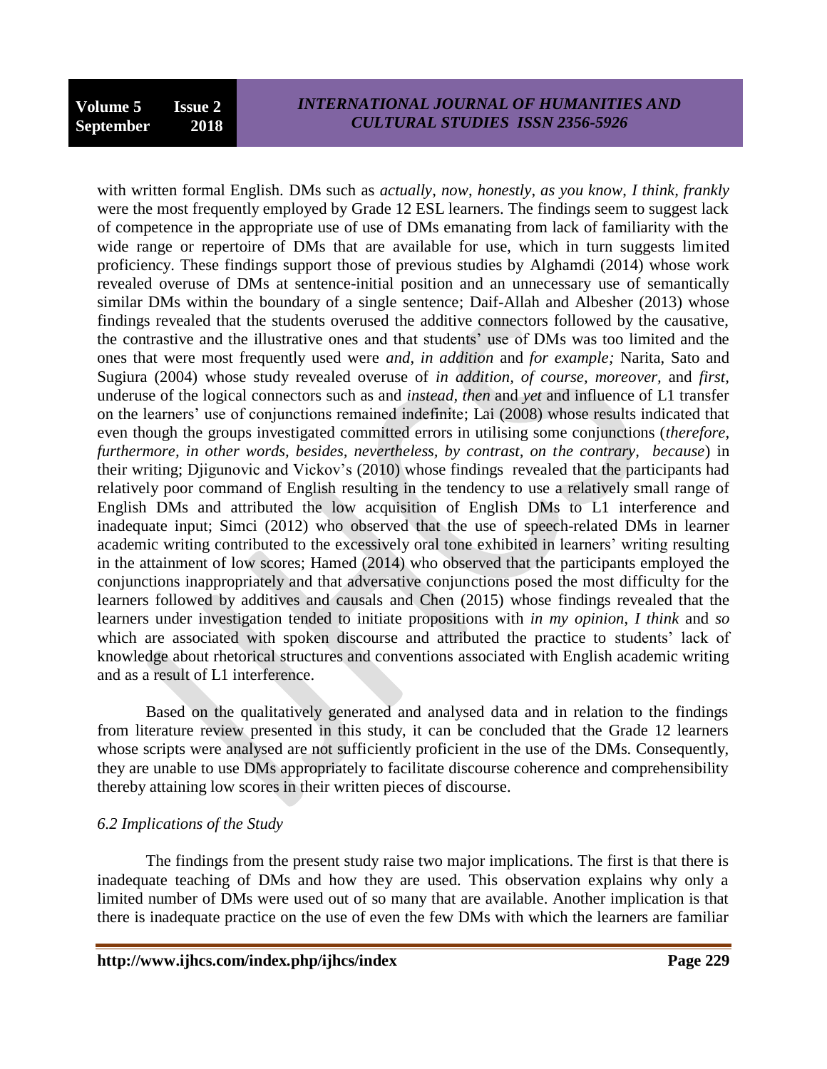with written formal English. DMs such as *actually*, *now*, *honestly*, *as you know*, *I think*, *frankly* were the most frequently employed by Grade 12 ESL learners. The findings seem to suggest lack of competence in the appropriate use of use of DMs emanating from lack of familiarity with the wide range or repertoire of DMs that are available for use, which in turn suggests limited proficiency. These findings support those of previous studies by Alghamdi (2014) whose work revealed overuse of DMs at sentence-initial position and an unnecessary use of semantically similar DMs within the boundary of a single sentence; Daif-Allah and Albesher (2013) whose findings revealed that the students overused the additive connectors followed by the causative, the contrastive and the illustrative ones and that students' use of DMs was too limited and the ones that were most frequently used were *and*, *in addition* and *for example;* Narita, Sato and Sugiura (2004) whose study revealed overuse of *in addition, of course, moreover,* and *first,* underuse of the logical connectors such as and *instead, then* and *yet* and influence of L1 transfer on the learners' use of conjunctions remained indefinite; Lai (2008) whose results indicated that even though the groups investigated committed errors in utilising some conjunctions (*therefore, furthermore, in other words, besides, nevertheless, by contrast, on the contrary, because*) in their writing; Djigunovic and Vickov's (2010) whose findings revealed that the participants had relatively poor command of English resulting in the tendency to use a relatively small range of English DMs and attributed the low acquisition of English DMs to L1 interference and inadequate input; Simci (2012) who observed that the use of speech-related DMs in learner academic writing contributed to the excessively oral tone exhibited in learners' writing resulting in the attainment of low scores; Hamed (2014) who observed that the participants employed the conjunctions inappropriately and that adversative conjunctions posed the most difficulty for the learners followed by additives and causals and Chen (2015) whose findings revealed that the learners under investigation tended to initiate propositions with *in my opinion*, *I think* and *so* which are associated with spoken discourse and attributed the practice to students' lack of knowledge about rhetorical structures and conventions associated with English academic writing and as a result of L1 interference.

Based on the qualitatively generated and analysed data and in relation to the findings from literature review presented in this study, it can be concluded that the Grade 12 learners whose scripts were analysed are not sufficiently proficient in the use of the DMs. Consequently, they are unable to use DMs appropriately to facilitate discourse coherence and comprehensibility thereby attaining low scores in their written pieces of discourse.

### *6.2 Implications of the Study*

The findings from the present study raise two major implications. The first is that there is inadequate teaching of DMs and how they are used. This observation explains why only a limited number of DMs were used out of so many that are available. Another implication is that there is inadequate practice on the use of even the few DMs with which the learners are familiar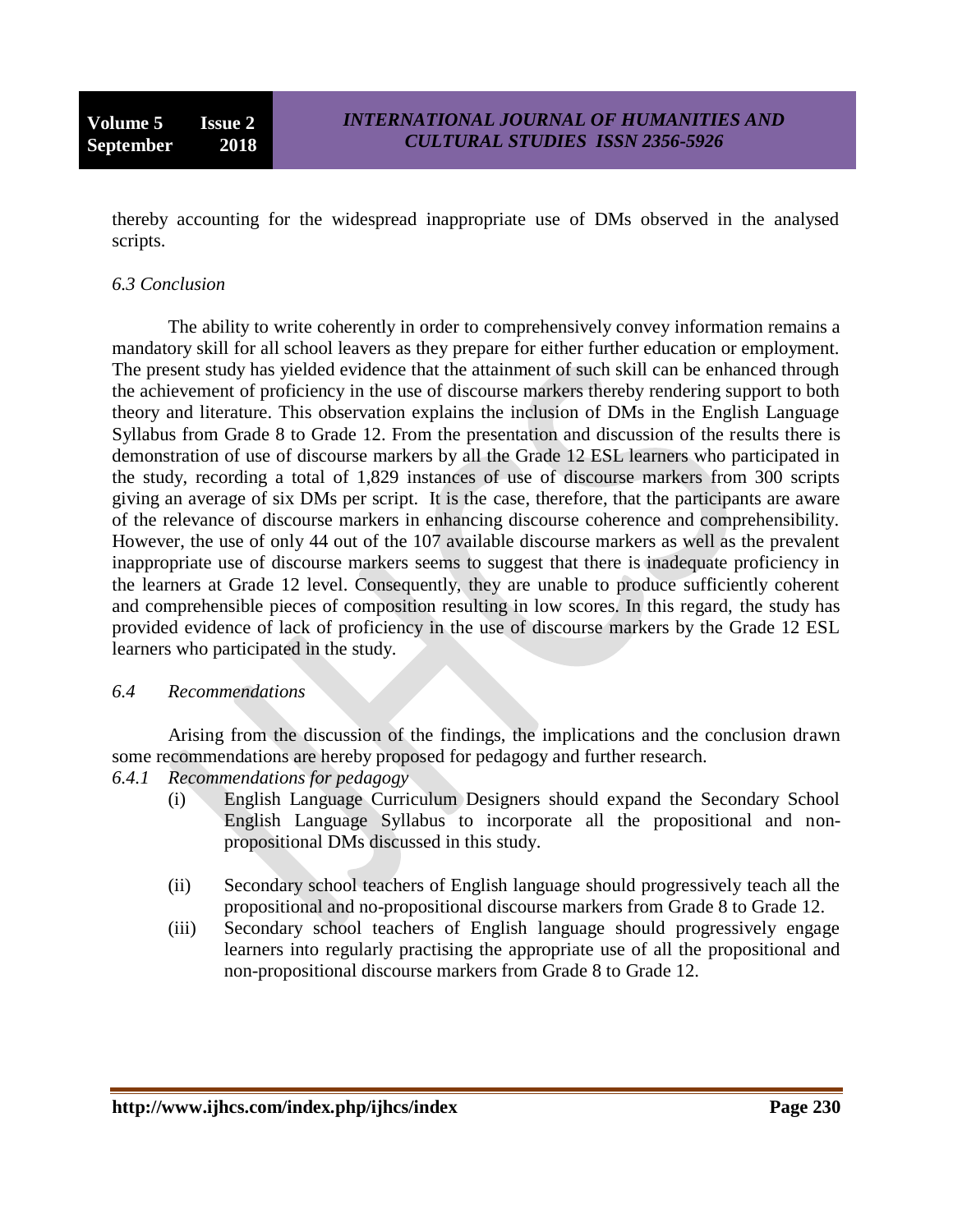thereby accounting for the widespread inappropriate use of DMs observed in the analysed scripts.

### *6.3 Conclusion*

The ability to write coherently in order to comprehensively convey information remains a mandatory skill for all school leavers as they prepare for either further education or employment. The present study has yielded evidence that the attainment of such skill can be enhanced through the achievement of proficiency in the use of discourse markers thereby rendering support to both theory and literature. This observation explains the inclusion of DMs in the English Language Syllabus from Grade 8 to Grade 12. From the presentation and discussion of the results there is demonstration of use of discourse markers by all the Grade 12 ESL learners who participated in the study, recording a total of 1,829 instances of use of discourse markers from 300 scripts giving an average of six DMs per script. It is the case, therefore, that the participants are aware of the relevance of discourse markers in enhancing discourse coherence and comprehensibility. However, the use of only 44 out of the 107 available discourse markers as well as the prevalent inappropriate use of discourse markers seems to suggest that there is inadequate proficiency in the learners at Grade 12 level. Consequently, they are unable to produce sufficiently coherent and comprehensible pieces of composition resulting in low scores. In this regard, the study has provided evidence of lack of proficiency in the use of discourse markers by the Grade 12 ESL learners who participated in the study.

### *6.4 Recommendations*

Arising from the discussion of the findings, the implications and the conclusion drawn some recommendations are hereby proposed for pedagogy and further research.

#### *6.4.1 Recommendations for pedagogy*

(i) English Language Curriculum Designers should expand the Secondary School English Language Syllabus to incorporate all the propositional and non-propositional DMs discussed in this study.

(ii) Secondary school teachers of English language should progressively teach all the propositional and no-propositional discourse markers from Grade 8 to Grade 12.

(iii) Secondary school teachers of English language should progressively engage learners into regularly practising the appropriate use of all the propositional and non-propositional discourse markers from Grade 8 to Grade 12.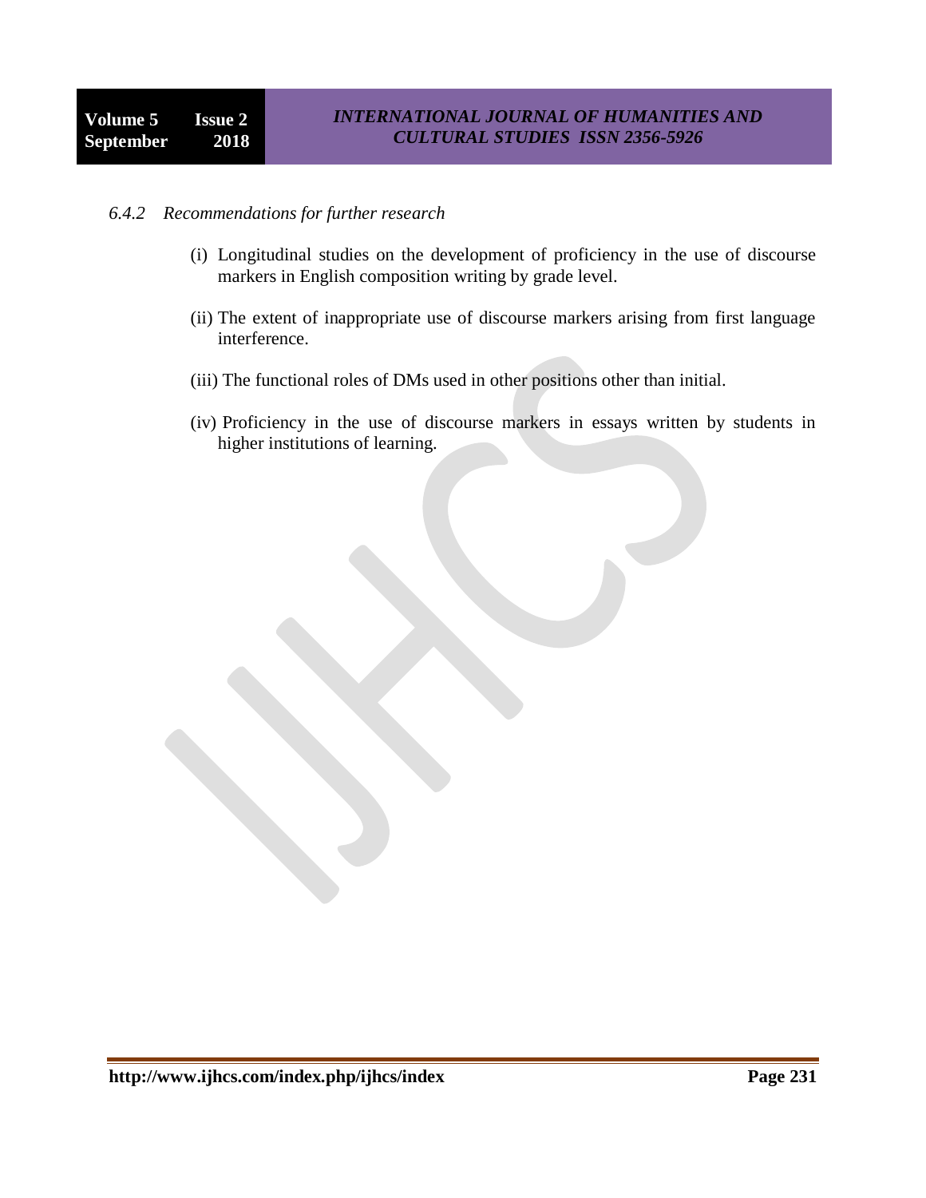#### *6.4.2 Recommendations for further research*

(i) Longitudinal studies on the development of proficiency in the use of discourse markers in English composition writing by grade level.

(ii) The extent of inappropriate use of discourse markers arising from first language interference.

(iii) The functional roles of DMs used in other positions other than initial.

(iv) Proficiency in the use of discourse markers in essays written by students in higher institutions of learning.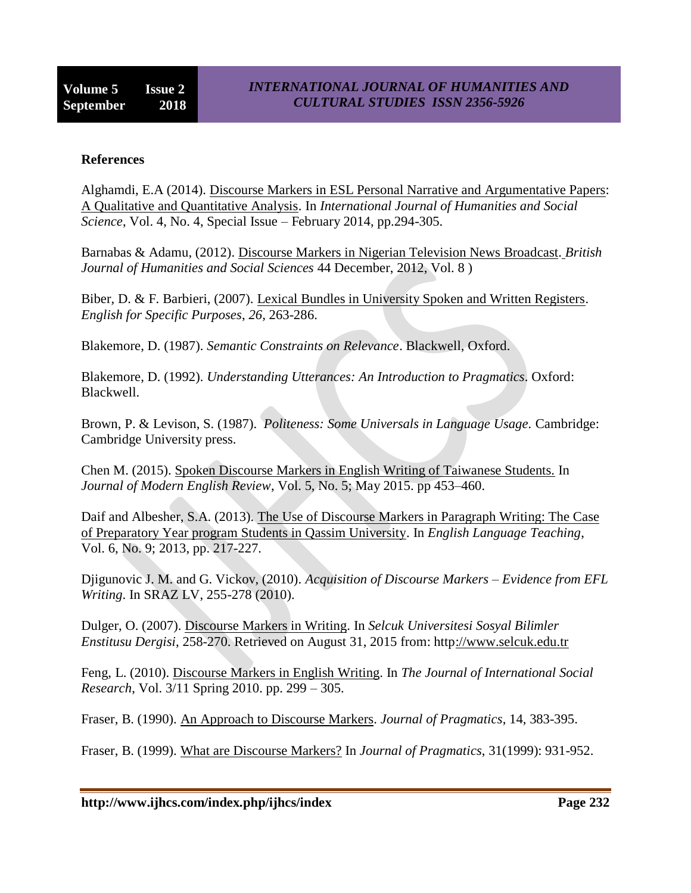**References**

Alghamdi, E.A (2014). Discourse Markers in ESL Personal Narrative and Argumentative Papers: A Qualitative and Quantitative Analysis. In *International Journal of Humanities and Social Science*, Vol. 4, No. 4, Special Issue – February 2014, pp.294-305.

Barnabas & Adamu, (2012). Discourse Markers in Nigerian Television News Broadcast. *British Journal of Humanities and Social Sciences* 44 December, 2012, Vol. 8 )

Biber, D. & F. Barbieri, (2007). Lexical Bundles in University Spoken and Written Registers. *English for Specific Purposes*, *26,* 263-286.

Blakemore, D. (1987). *Semantic Constraints on Relevance*. Blackwell, Oxford.

Blakemore, D. (1992). *Understanding Utterances: An Introduction to Pragmatics*. Oxford: Blackwell.

Brown, P. & Levison, S. (1987). *Politeness: Some Universals in Language Usage.* Cambridge: Cambridge University press.

Chen M. (2015). Spoken Discourse Markers in English Writing of Taiwanese Students. In *Journal of Modern English Review*, Vol. 5, No. 5; May 2015. pp 453–460.

Daif and Albesher, S.A. (2013). The Use of Discourse Markers in Paragraph Writing: The Case of Preparatory Year program Students in Qassim University. In *English Language Teaching*, Vol. 6, No. 9; 2013, pp. 217-227.

Djigunovic J. M. and G. Vickov, (2010). *Acquisition of Discourse Markers – Evidence from EFL Writing*. In SRAZ LV, 255-278 (2010).

Dulger, O. (2007). Discourse Markers in Writing. In *Selcuk Universitesi Sosyal Bilimler Enstitusu Dergisi*, 258-270. Retrieved on August 31, 2015 from: http://www.selcuk.edu.tr

Feng, L. (2010). Discourse Markers in English Writing. In *The Journal of International Social Research*, Vol. 3/11 Spring 2010. pp. 299 – 305.

Fraser, B. (1990). An Approach to Discourse Markers. *Journal of Pragmatics*, 14, 383-395.

Fraser, B. (1999). What are Discourse Markers? In *Journal of Pragmatics*, 31(1999): 931-952.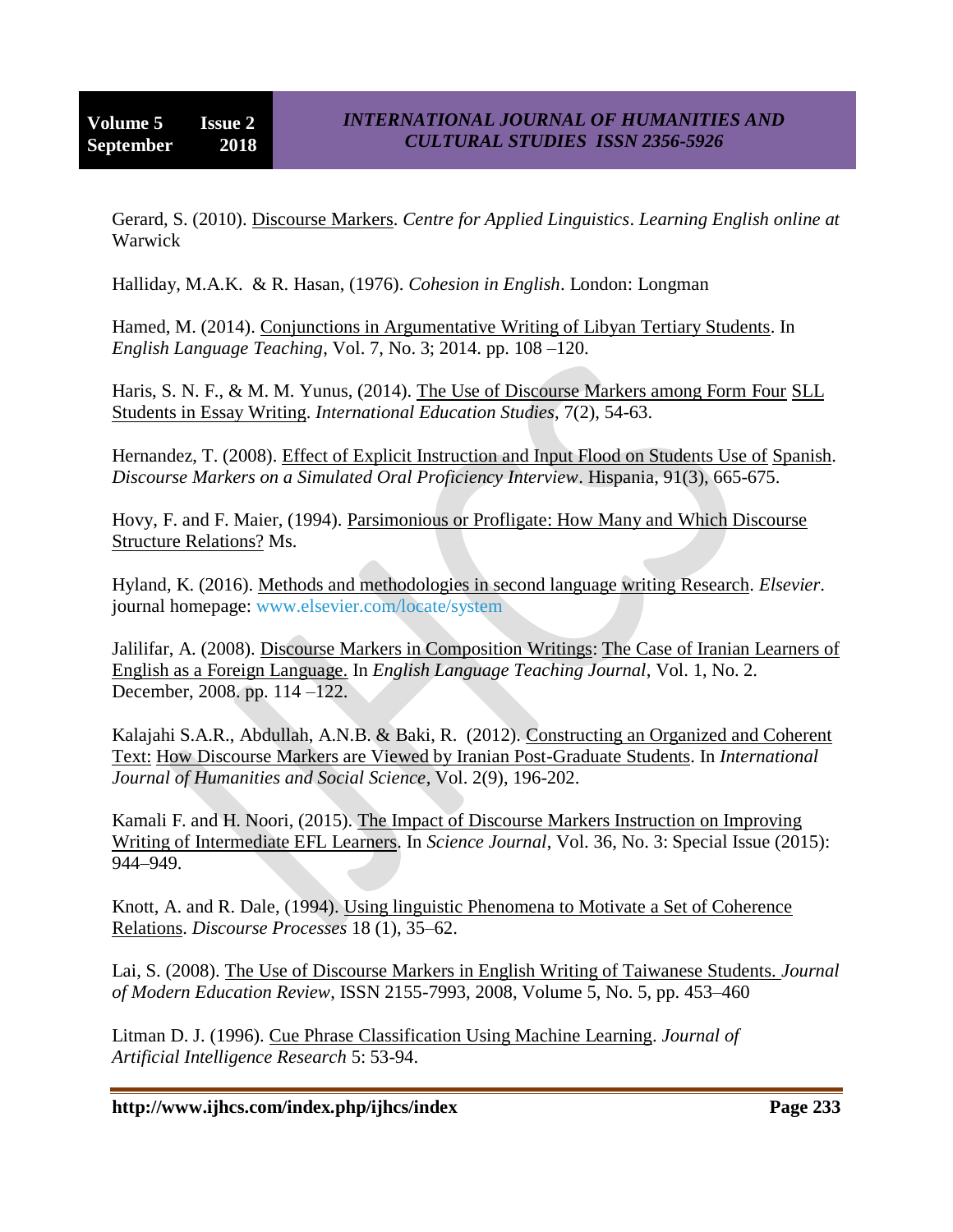Gerard, S. (2010). Discourse Markers. *Centre for Applied Linguistics*. *Learning English online at* Warwick

Halliday, M.A.K. & R. Hasan, (1976). *Cohesion in English*. London: Longman

Hamed, M. (2014). Conjunctions in Argumentative Writing of Libyan Tertiary Students. In *English Language Teaching*, Vol. 7, No. 3; 2014. pp. 108 –120.

Haris, S. N. F., & M. M. Yunus, (2014). The Use of Discourse Markers among Form Four SLL Students in Essay Writing. *International Education Studies*, 7(2), 54-63.

Hernandez, T. (2008). Effect of Explicit Instruction and Input Flood on Students Use of Spanish. *Discourse Markers on a Simulated Oral Proficiency Interview*. Hispania, 91(3), 665-675.

Hovy, F. and F. Maier, (1994). Parsimonious or Profligate: How Many and Which Discourse Structure Relations? Ms.

Hyland, K. (2016). Methods and methodologies in second language writing Research. *Elsevier*. journal homepage: www.elsevier.com/locate/system

Jalilifar, A. (2008). Discourse Markers in Composition Writings: The Case of Iranian Learners of English as a Foreign Language. In *English Language Teaching Journal*, Vol. 1, No. 2. December, 2008. pp. 114 –122.

Kalajahi S.A.R., Abdullah, A.N.B. & Baki, R. (2012). Constructing an Organized and Coherent Text: How Discourse Markers are Viewed by Iranian Post-Graduate Students. In *International Journal of Humanities and Social Science*, Vol. 2(9), 196-202.

Kamali F. and H. Noori, (2015). The Impact of Discourse Markers Instruction on Improving Writing of Intermediate EFL Learners. In *Science Journal*, Vol. 36, No. 3: Special Issue (2015): 944–949.

Knott, A. and R. Dale, (1994). Using linguistic Phenomena to Motivate a Set of Coherence Relations. *Discourse Processes* 18 (1), 35–62.

Lai, S. (2008). The Use of Discourse Markers in English Writing of Taiwanese Students. *Journal of Modern Education Review*, ISSN 2155-7993, 2008, Volume 5, No. 5, pp. 453–460

Litman D. J. (1996). Cue Phrase Classification Using Machine Learning. *Journal of Artificial Intelligence Research* 5: 53-94.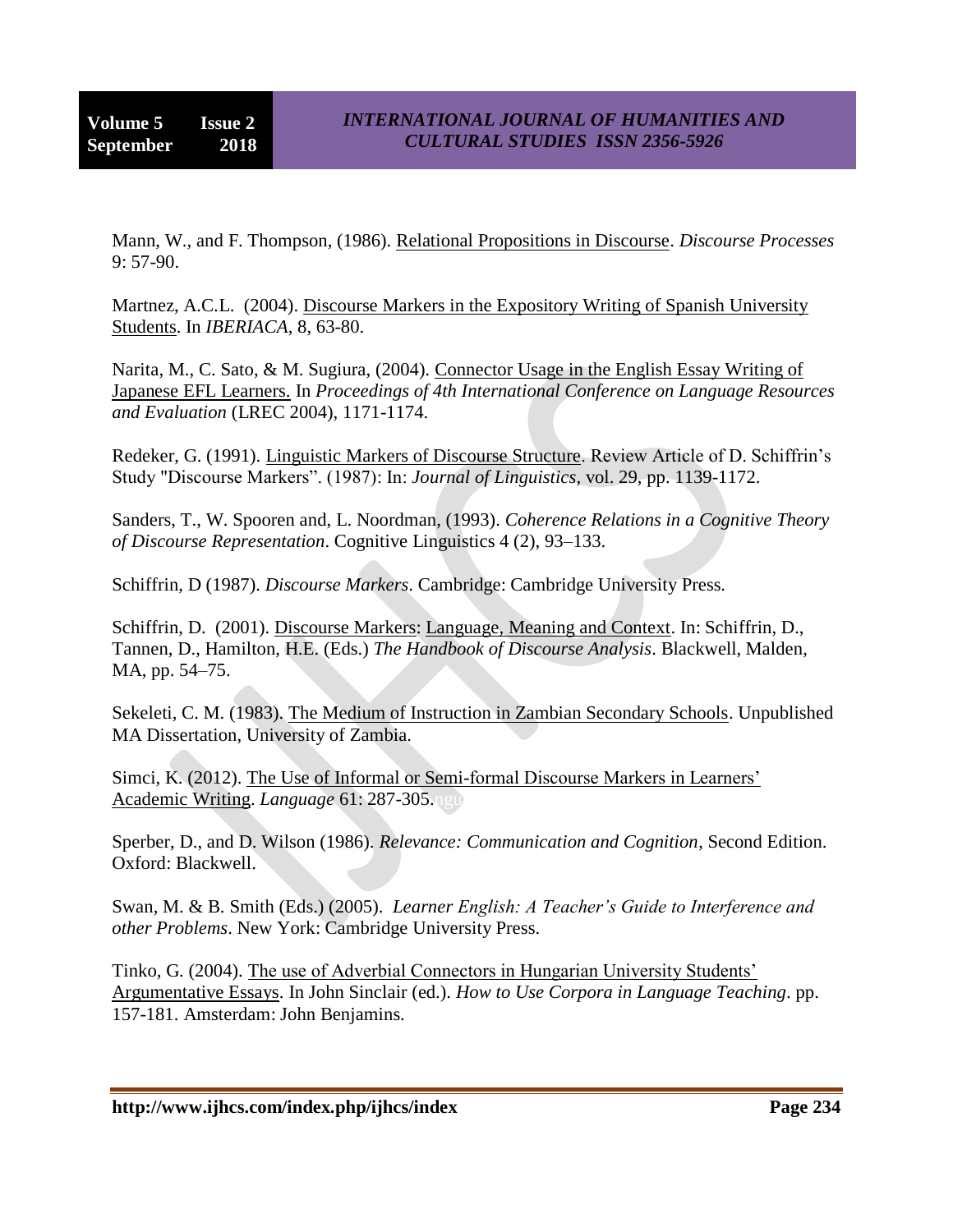Mann, W., and F. Thompson, (1986). Relational Propositions in Discourse. *Discourse Processes* 9: 57-90.

Martnez, A.C.L. (2004). Discourse Markers in the Expository Writing of Spanish University Students. In *IBERIACA*, 8, 63-80.

Narita, M., C. Sato, & M. Sugiura, (2004). Connector Usage in the English Essay Writing of Japanese EFL Learners. In *Proceedings of 4th International Conference on Language Resources and Evaluation* (LREC 2004), 1171-1174.

Redeker, G. (1991). Linguistic Markers of Discourse Structure. Review Article of D. Schiffrin's Study "Discourse Markers". (1987): In: *Journal of Linguistics*, vol. 29, pp. 1139-1172.

Sanders, T., W. Spooren and, L. Noordman, (1993). *Coherence Relations in a Cognitive Theory of Discourse Representation*. Cognitive Linguistics 4 (2), 93–133.

Schiffrin, D (1987). *Discourse Markers*. Cambridge: Cambridge University Press.

Schiffrin, D. (2001). Discourse Markers: Language, Meaning and Context. In: Schiffrin, D., Tannen, D., Hamilton, H.E. (Eds.) *The Handbook of Discourse Analysis*. Blackwell, Malden, MA, pp. 54–75.

Sekeleti, C. M. (1983). The Medium of Instruction in Zambian Secondary Schools. Unpublished MA Dissertation, University of Zambia.

Simci, K. (2012). The Use of Informal or Semi-formal Discourse Markers in Learners' Academic Writing. *Language* 61: 287-305.

Sperber, D., and D. Wilson (1986). *Relevance: Communication and Cognition*, Second Edition. Oxford: Blackwell.

Swan, M. & B. Smith (Eds.) (2005). *Learner English: A Teacher's Guide to Interference and other Problems*. New York: Cambridge University Press.

Tinko, G. (2004). The use of Adverbial Connectors in Hungarian University Students' Argumentative Essays. In John Sinclair (ed.). *How to Use Corpora in Language Teaching*. pp. 157-181. Amsterdam: John Benjamins.